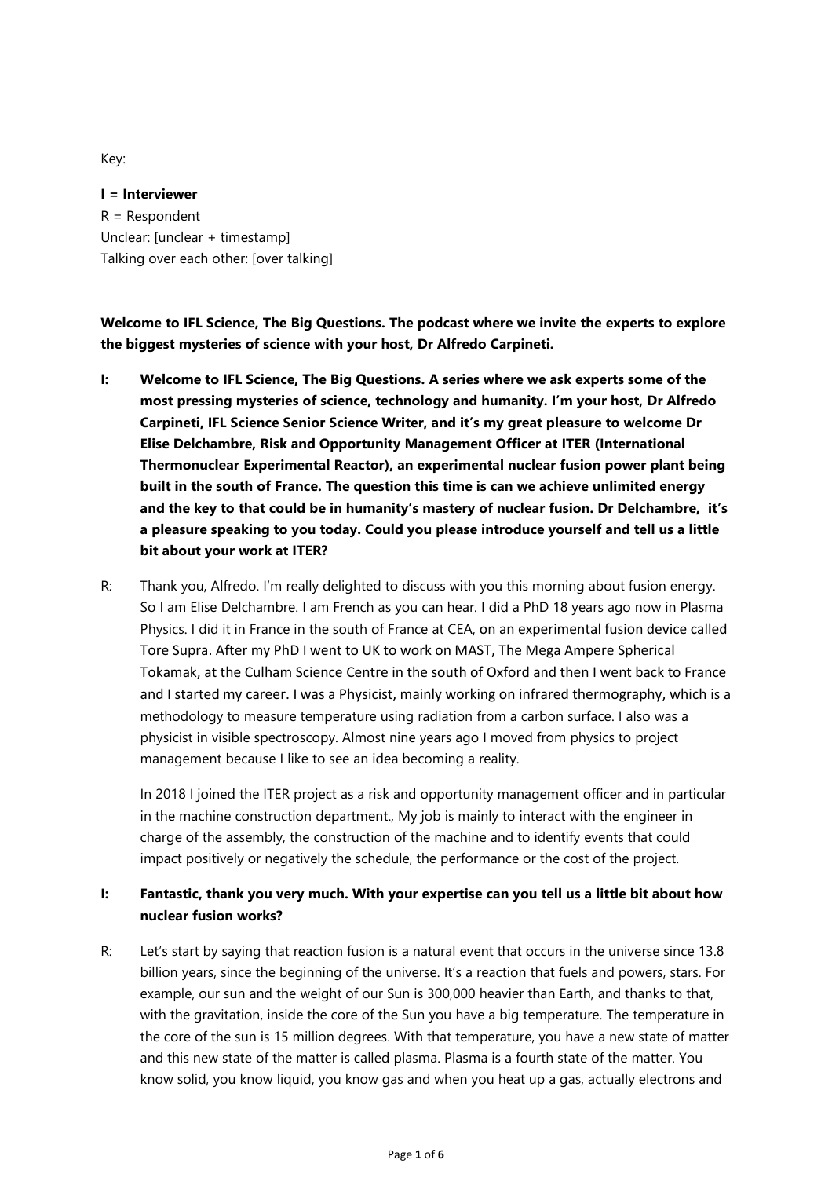Key:

**I = Interviewer**
R = Respondent
Unclear: [unclear + timestamp]
Talking over each other: [over talking]

**Welcome to IFL Science, The Big Questions. The podcast where we invite the experts to explore the biggest mysteries of science with your host, Dr Alfredo Carpineti.**

**I: Welcome to IFL Science, The Big Questions. A series where we ask experts some of the most pressing mysteries of science, technology and humanity. I'm your host, Dr Alfredo Carpineti, IFL Science Senior Science Writer, and it's my great pleasure to welcome Dr Elise Delchambre, Risk and Opportunity Management Officer at ITER (International Thermonuclear Experimental Reactor), an experimental nuclear fusion power plant being built in the south of France. The question this time is can we achieve unlimited energy and the key to that could be in humanity's mastery of nuclear fusion. Dr Delchambre, it's a pleasure speaking to you today. Could you please introduce yourself and tell us a little bit about your work at ITER?**

R: Thank you, Alfredo. I'm really delighted to discuss with you this morning about fusion energy. So I am Elise Delchambre. I am French as you can hear. I did a PhD 18 years ago now in Plasma Physics. I did it in France in the south of France at CEA, on an experimental fusion device called Tore Supra. After my PhD I went to UK to work on MAST, The Mega Ampere Spherical Tokamak, at the Culham Science Centre in the south of Oxford and then I went back to France and I started my career. I was a Physicist, mainly working on infrared thermography, which is a methodology to measure temperature using radiation from a carbon surface. I also was a physicist in visible spectroscopy. Almost nine years ago I moved from physics to project management because I like to see an idea becoming a reality.

In 2018 I joined the ITER project as a risk and opportunity management officer and in particular in the machine construction department., My job is mainly to interact with the engineer in charge of the assembly, the construction of the machine and to identify events that could impact positively or negatively the schedule, the performance or the cost of the project.

**I: Fantastic, thank you very much. With your expertise can you tell us a little bit about how nuclear fusion works?**

R: Let's start by saying that reaction fusion is a natural event that occurs in the universe since 13.8 billion years, since the beginning of the universe. It's a reaction that fuels and powers, stars. For example, our sun and the weight of our Sun is 300,000 heavier than Earth, and thanks to that, with the gravitation, inside the core of the Sun you have a big temperature. The temperature in the core of the sun is 15 million degrees. With that temperature, you have a new state of matter and this new state of the matter is called plasma. Plasma is a fourth state of the matter. You know solid, you know liquid, you know gas and when you heat up a gas, actually electrons and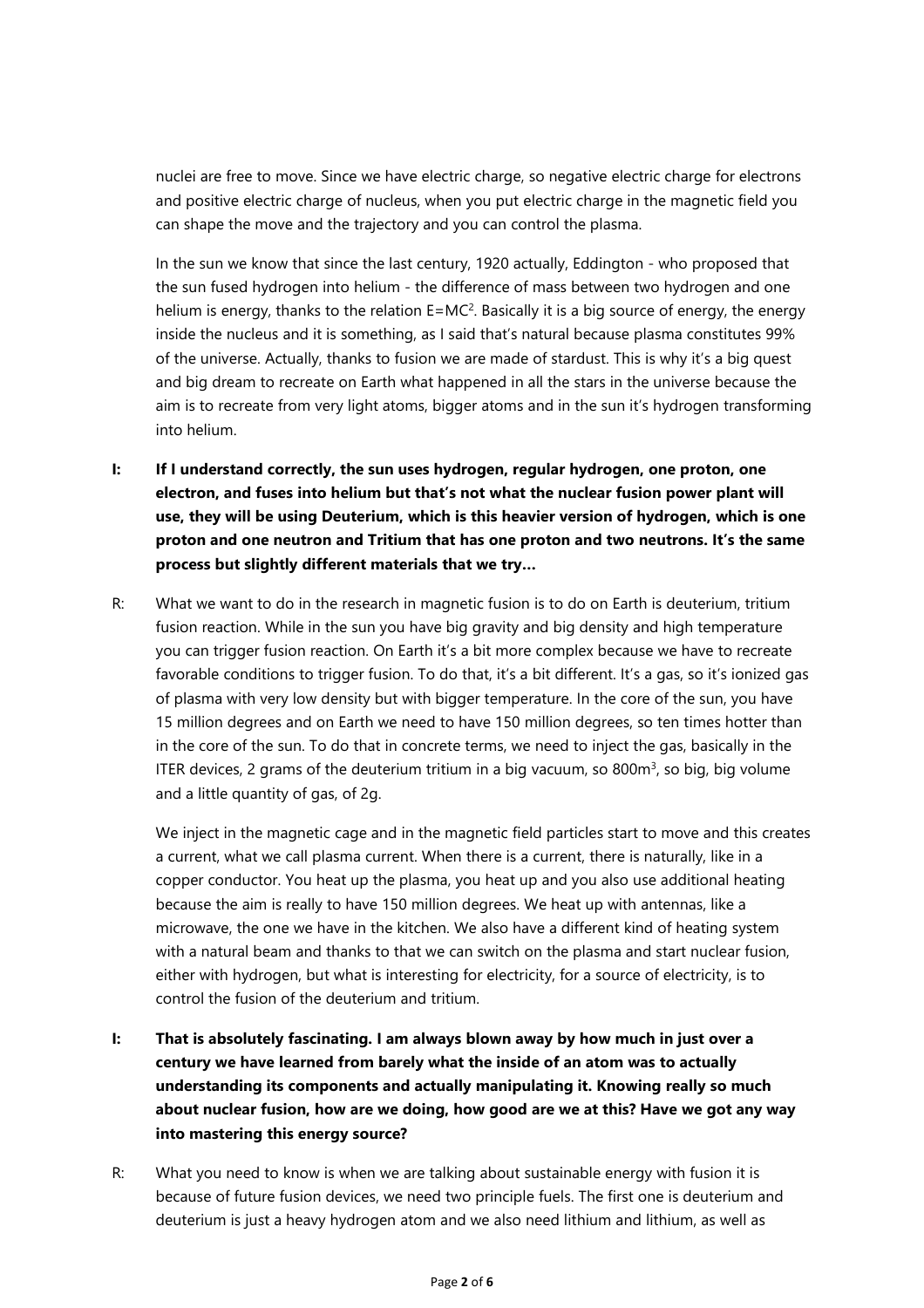nuclei are free to move. Since we have electric charge, so negative electric charge for electrons and positive electric charge of nucleus, when you put electric charge in the magnetic field you can shape the move and the trajectory and you can control the plasma.

In the sun we know that since the last century, 1920 actually, Eddington - who proposed that the sun fused hydrogen into helium - the difference of mass between two hydrogen and one helium is energy, thanks to the relation $E=MC^2$. Basically it is a big source of energy, the energy inside the nucleus and it is something, as I said that's natural because plasma constitutes 99% of the universe. Actually, thanks to fusion we are made of stardust. This is why it's a big quest and big dream to recreate on Earth what happened in all the stars in the universe because the aim is to recreate from very light atoms, bigger atoms and in the sun it's hydrogen transforming into helium.

**I: If I understand correctly, the sun uses hydrogen, regular hydrogen, one proton, one electron, and fuses into helium but that's not what the nuclear fusion power plant will use, they will be using Deuterium, which is this heavier version of hydrogen, which is one proton and one neutron and Tritium that has one proton and two neutrons. It's the same process but slightly different materials that we try…**

R: What we want to do in the research in magnetic fusion is to do on Earth is deuterium, tritium fusion reaction. While in the sun you have big gravity and big density and high temperature you can trigger fusion reaction. On Earth it's a bit more complex because we have to recreate favorable conditions to trigger fusion. To do that, it's a bit different. It's a gas, so it's ionized gas of plasma with very low density but with bigger temperature. In the core of the sun, you have 15 million degrees and on Earth we need to have 150 million degrees, so ten times hotter than in the core of the sun. To do that in concrete terms, we need to inject the gas, basically in the ITER devices, 2 grams of the deuterium tritium in a big vacuum, so $800m^3$, so big, big volume and a little quantity of gas, of 2g.

We inject in the magnetic cage and in the magnetic field particles start to move and this creates a current, what we call plasma current. When there is a current, there is naturally, like in a copper conductor. You heat up the plasma, you heat up and you also use additional heating because the aim is really to have 150 million degrees. We heat up with antennas, like a microwave, the one we have in the kitchen. We also have a different kind of heating system with a natural beam and thanks to that we can switch on the plasma and start nuclear fusion, either with hydrogen, but what is interesting for electricity, for a source of electricity, is to control the fusion of the deuterium and tritium.

**I: That is absolutely fascinating. I am always blown away by how much in just over a century we have learned from barely what the inside of an atom was to actually understanding its components and actually manipulating it. Knowing really so much about nuclear fusion, how are we doing, how good are we at this? Have we got any way into mastering this energy source?**

R: What you need to know is when we are talking about sustainable energy with fusion it is because of future fusion devices, we need two principle fuels. The first one is deuterium and deuterium is just a heavy hydrogen atom and we also need lithium and lithium, as well as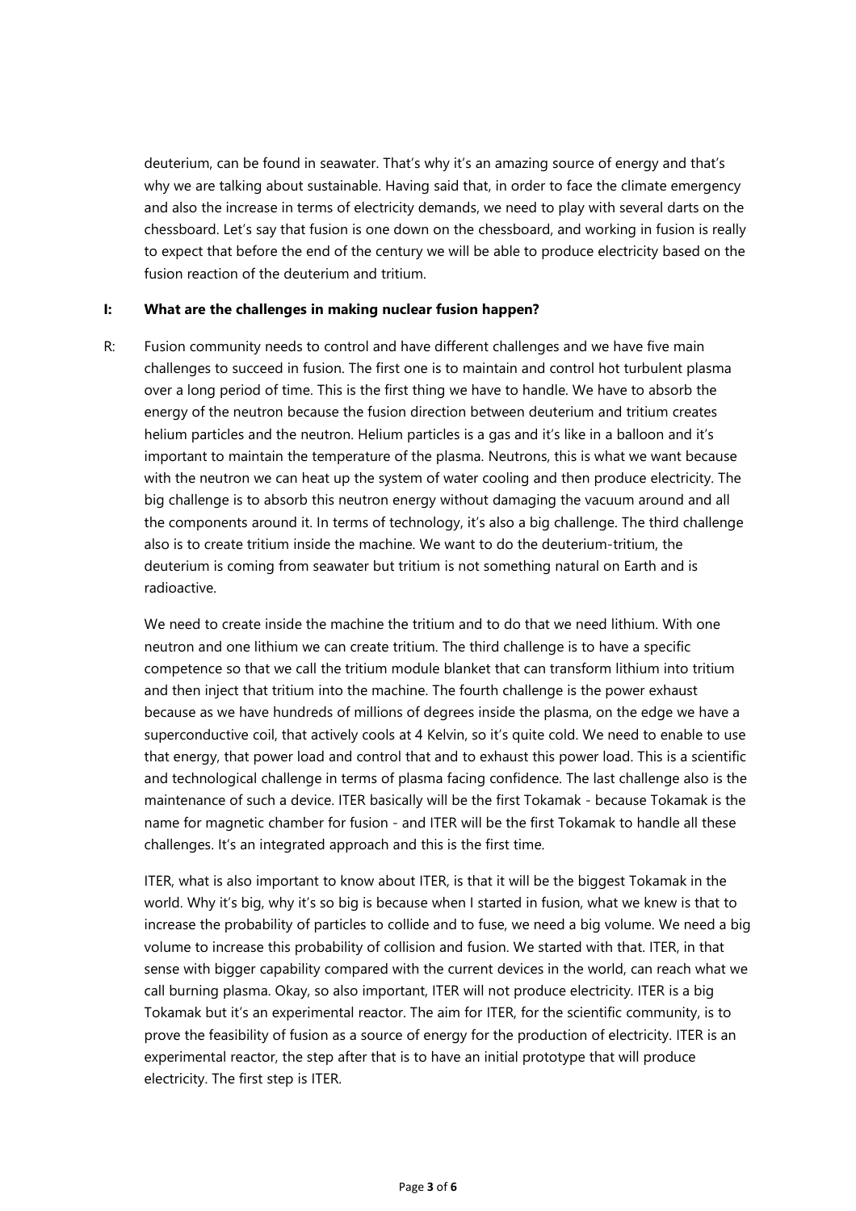deuterium, can be found in seawater. That's why it's an amazing source of energy and that's why we are talking about sustainable. Having said that, in order to face the climate emergency and also the increase in terms of electricity demands, we need to play with several darts on the chessboard. Let's say that fusion is one down on the chessboard, and working in fusion is really to expect that before the end of the century we will be able to produce electricity based on the fusion reaction of the deuterium and tritium.

**I: What are the challenges in making nuclear fusion happen?**

R: Fusion community needs to control and have different challenges and we have five main challenges to succeed in fusion. The first one is to maintain and control hot turbulent plasma over a long period of time. This is the first thing we have to handle. We have to absorb the energy of the neutron because the fusion direction between deuterium and tritium creates helium particles and the neutron. Helium particles is a gas and it's like in a balloon and it's important to maintain the temperature of the plasma. Neutrons, this is what we want because with the neutron we can heat up the system of water cooling and then produce electricity. The big challenge is to absorb this neutron energy without damaging the vacuum around and all the components around it. In terms of technology, it's also a big challenge. The third challenge also is to create tritium inside the machine. We want to do the deuterium-tritium, the deuterium is coming from seawater but tritium is not something natural on Earth and is radioactive.

We need to create inside the machine the tritium and to do that we need lithium. With one neutron and one lithium we can create tritium. The third challenge is to have a specific competence so that we call the tritium module blanket that can transform lithium into tritium and then inject that tritium into the machine. The fourth challenge is the power exhaust because as we have hundreds of millions of degrees inside the plasma, on the edge we have a superconductive coil, that actively cools at 4 Kelvin, so it's quite cold. We need to enable to use that energy, that power load and control that and to exhaust this power load. This is a scientific and technological challenge in terms of plasma facing confidence. The last challenge also is the maintenance of such a device. ITER basically will be the first Tokamak - because Tokamak is the name for magnetic chamber for fusion - and ITER will be the first Tokamak to handle all these challenges. It's an integrated approach and this is the first time.

ITER, what is also important to know about ITER, is that it will be the biggest Tokamak in the world. Why it's big, why it's so big is because when I started in fusion, what we knew is that to increase the probability of particles to collide and to fuse, we need a big volume. We need a big volume to increase this probability of collision and fusion. We started with that. ITER, in that sense with bigger capability compared with the current devices in the world, can reach what we call burning plasma. Okay, so also important, ITER will not produce electricity. ITER is a big Tokamak but it's an experimental reactor. The aim for ITER, for the scientific community, is to prove the feasibility of fusion as a source of energy for the production of electricity. ITER is an experimental reactor, the step after that is to have an initial prototype that will produce electricity. The first step is ITER.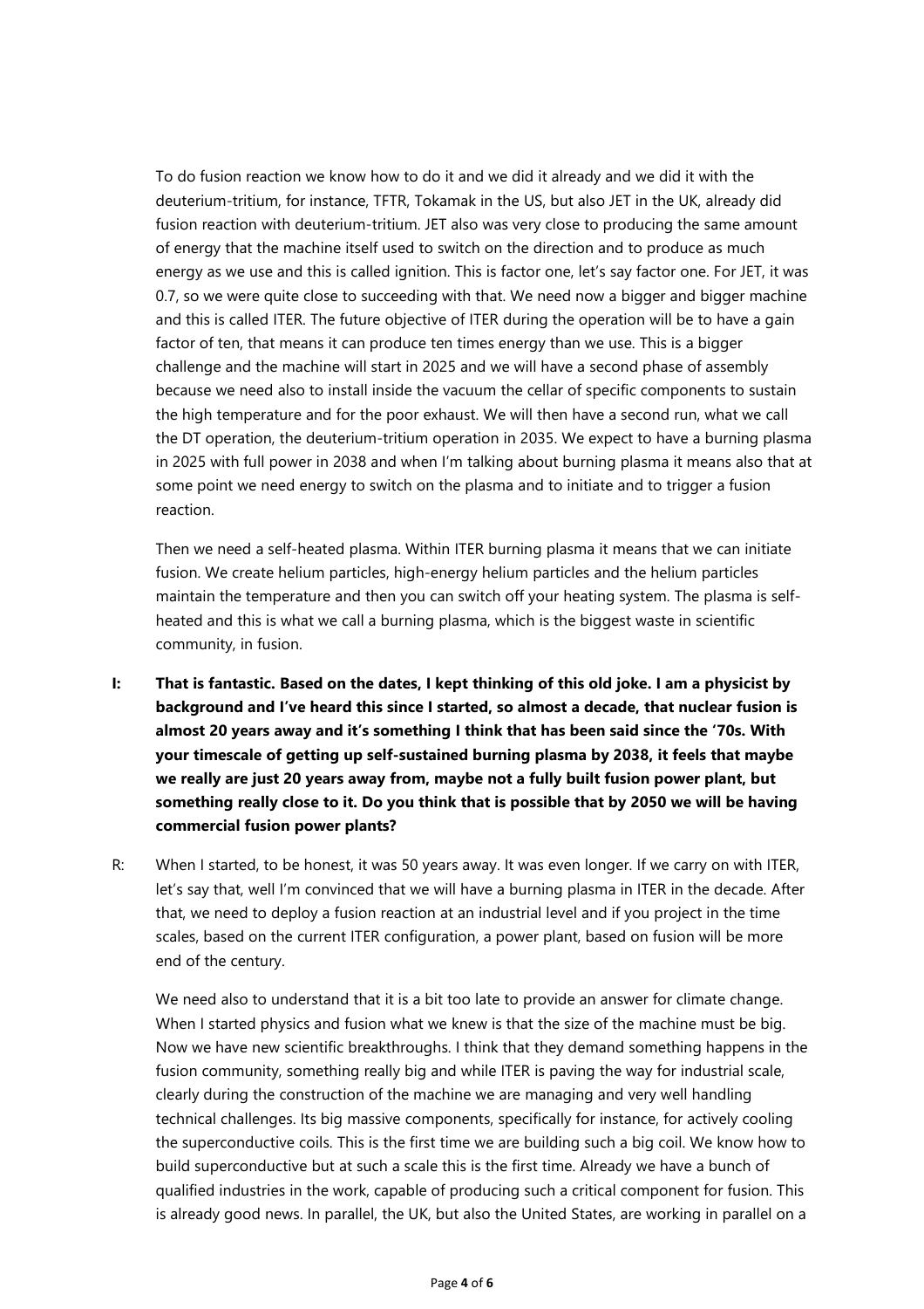To do fusion reaction we know how to do it and we did it already and we did it with the deuterium-tritium, for instance, TFTR, Tokamak in the US, but also JET in the UK, already did fusion reaction with deuterium-tritium. JET also was very close to producing the same amount of energy that the machine itself used to switch on the direction and to produce as much energy as we use and this is called ignition. This is factor one, let's say factor one. For JET, it was 0.7, so we were quite close to succeeding with that. We need now a bigger and bigger machine and this is called ITER. The future objective of ITER during the operation will be to have a gain factor of ten, that means it can produce ten times energy than we use. This is a bigger challenge and the machine will start in 2025 and we will have a second phase of assembly because we need also to install inside the vacuum the cellar of specific components to sustain the high temperature and for the poor exhaust. We will then have a second run, what we call the DT operation, the deuterium-tritium operation in 2035. We expect to have a burning plasma in 2025 with full power in 2038 and when I'm talking about burning plasma it means also that at some point we need energy to switch on the plasma and to initiate and to trigger a fusion reaction.

Then we need a self-heated plasma. Within ITER burning plasma it means that we can initiate fusion. We create helium particles, high-energy helium particles and the helium particles maintain the temperature and then you can switch off your heating system. The plasma is self-heated and this is what we call a burning plasma, which is the biggest waste in scientific community, in fusion.

**I: That is fantastic. Based on the dates, I kept thinking of this old joke. I am a physicist by background and I've heard this since I started, so almost a decade, that nuclear fusion is almost 20 years away and it's something I think that has been said since the '70s. With your timescale of getting up self-sustained burning plasma by 2038, it feels that maybe we really are just 20 years away from, maybe not a fully built fusion power plant, but something really close to it. Do you think that is possible that by 2050 we will be having commercial fusion power plants?**

R: When I started, to be honest, it was 50 years away. It was even longer. If we carry on with ITER, let's say that, well I'm convinced that we will have a burning plasma in ITER in the decade. After that, we need to deploy a fusion reaction at an industrial level and if you project in the time scales, based on the current ITER configuration, a power plant, based on fusion will be more end of the century.

We need also to understand that it is a bit too late to provide an answer for climate change. When I started physics and fusion what we knew is that the size of the machine must be big. Now we have new scientific breakthroughs. I think that they demand something happens in the fusion community, something really big and while ITER is paving the way for industrial scale, clearly during the construction of the machine we are managing and very well handling technical challenges. Its big massive components, specifically for instance, for actively cooling the superconductive coils. This is the first time we are building such a big coil. We know how to build superconductive but at such a scale this is the first time. Already we have a bunch of qualified industries in the work, capable of producing such a critical component for fusion. This is already good news. In parallel, the UK, but also the United States, are working in parallel on a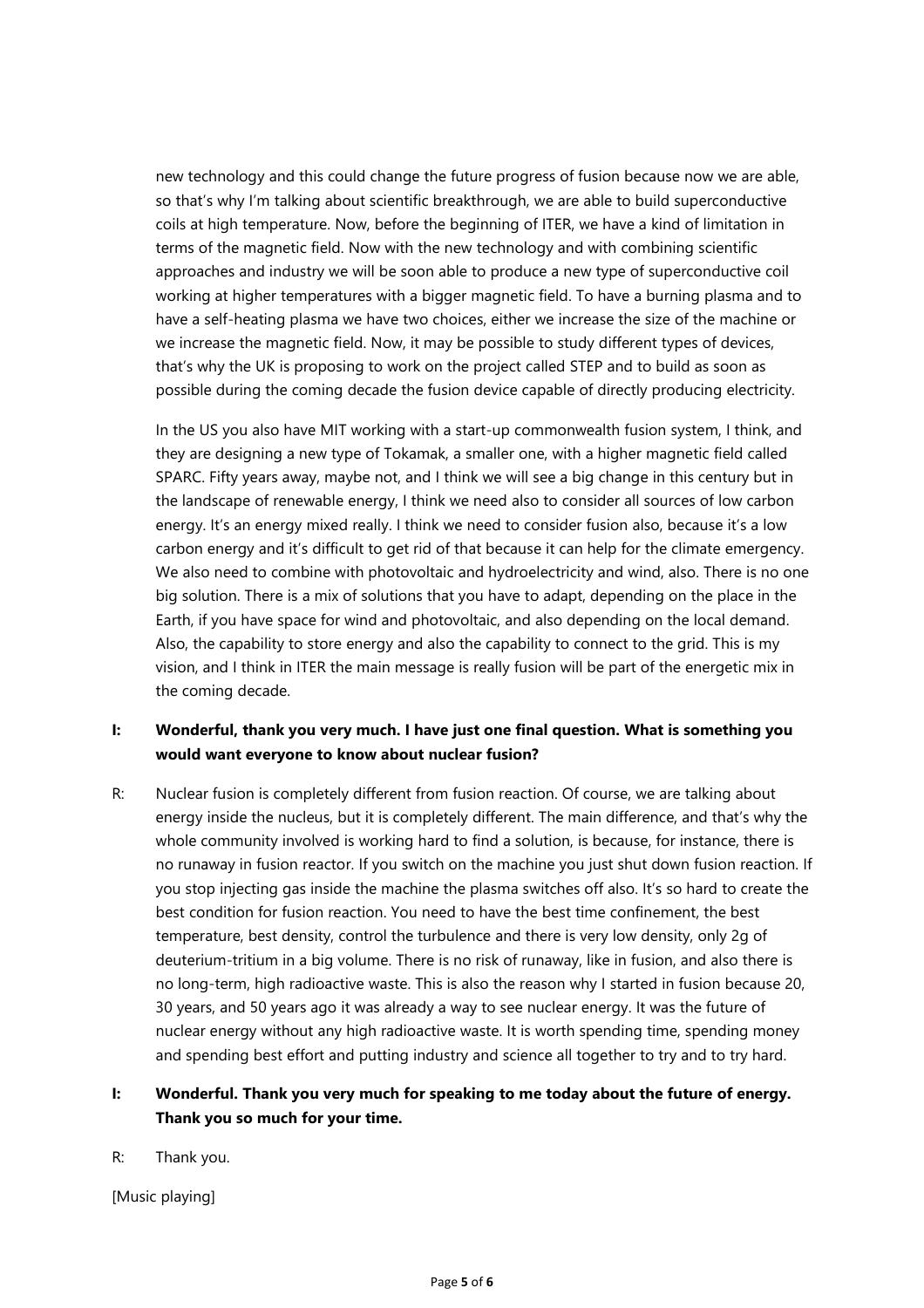new technology and this could change the future progress of fusion because now we are able, so that's why I'm talking about scientific breakthrough, we are able to build superconductive coils at high temperature. Now, before the beginning of ITER, we have a kind of limitation in terms of the magnetic field. Now with the new technology and with combining scientific approaches and industry we will be soon able to produce a new type of superconductive coil working at higher temperatures with a bigger magnetic field. To have a burning plasma and to have a self-heating plasma we have two choices, either we increase the size of the machine or we increase the magnetic field. Now, it may be possible to study different types of devices, that's why the UK is proposing to work on the project called STEP and to build as soon as possible during the coming decade the fusion device capable of directly producing electricity.

In the US you also have MIT working with a start-up commonwealth fusion system, I think, and they are designing a new type of Tokamak, a smaller one, with a higher magnetic field called SPARC. Fifty years away, maybe not, and I think we will see a big change in this century but in the landscape of renewable energy, I think we need also to consider all sources of low carbon energy. It's an energy mixed really. I think we need to consider fusion also, because it's a low carbon energy and it's difficult to get rid of that because it can help for the climate emergency. We also need to combine with photovoltaic and hydroelectricity and wind, also. There is no one big solution. There is a mix of solutions that you have to adapt, depending on the place in the Earth, if you have space for wind and photovoltaic, and also depending on the local demand. Also, the capability to store energy and also the capability to connect to the grid. This is my vision, and I think in ITER the main message is really fusion will be part of the energetic mix in the coming decade.

**I: Wonderful, thank you very much. I have just one final question. What is something you would want everyone to know about nuclear fusion?**

R: Nuclear fusion is completely different from fusion reaction. Of course, we are talking about energy inside the nucleus, but it is completely different. The main difference, and that's why the whole community involved is working hard to find a solution, is because, for instance, there is no runaway in fusion reactor. If you switch on the machine you just shut down fusion reaction. If you stop injecting gas inside the machine the plasma switches off also. It's so hard to create the best condition for fusion reaction. You need to have the best time confinement, the best temperature, best density, control the turbulence and there is very low density, only 2g of deuterium-tritium in a big volume. There is no risk of runaway, like in fusion, and also there is no long-term, high radioactive waste. This is also the reason why I started in fusion because 20, 30 years, and 50 years ago it was already a way to see nuclear energy. It was the future of nuclear energy without any high radioactive waste. It is worth spending time, spending money and spending best effort and putting industry and science all together to try and to try hard.

**I: Wonderful. Thank you very much for speaking to me today about the future of energy. Thank you so much for your time.**

R: Thank you.

[Music playing]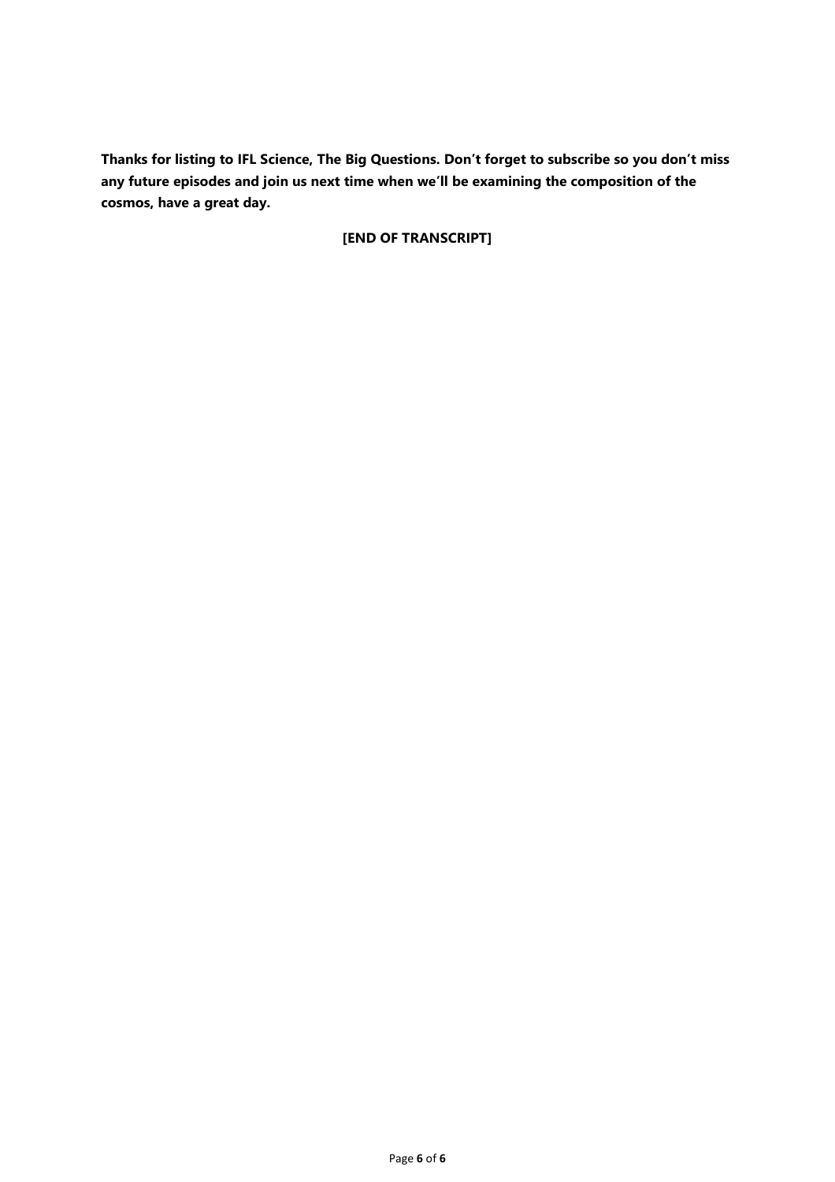**Thanks for listing to IFL Science, The Big Questions. Don't forget to subscribe so you don't miss any future episodes and join us next time when we'll be examining the composition of the cosmos, have a great day.**

**[END OF TRANSCRIPT]**